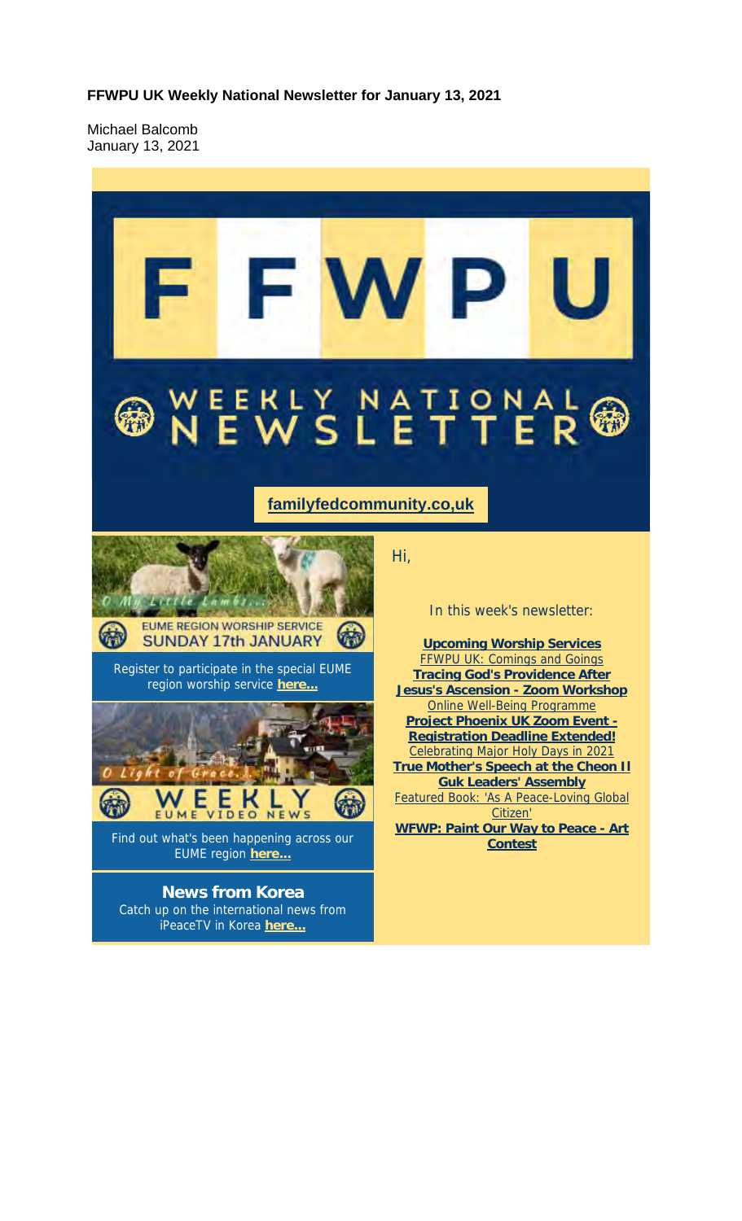**FFWPU UK Weekly National Newsletter for January 13, 2021**

Michael Balcomb
January 13, 2021

# FFWPU

## WEEKLY NATIONAL NEWSLETTER

**familyfedcommunity.co,uk**

O My Little Lambs...

EUME REGION WORSHIP SERVICE
SUNDAY 17th JANUARY

Register to participate in the special EUME region worship service **here...**

O Light of Grace...

WEEKLY
EUME VIDEO NEWS

Find out what's been happening across our EUME region **here...**

**News from Korea**
Catch up on the international news from iPeaceTV in Korea **here...**

Hi,

In this week's newsletter:

**Upcoming Worship Services**
FFWPU UK: Comings and Goings
**Tracing God's Providence After Jesus's Ascension - Zoom Workshop**
Online Well-Being Programme
**Project Phoenix UK Zoom Event - Registration Deadline Extended!**
Celebrating Major Holy Days in 2021
**True Mother's Speech at the Cheon Il Guk Leaders' Assembly**
Featured Book: 'As A Peace-Loving Global Citizen'
**WFWP: Paint Our Way to Peace - Art Contest**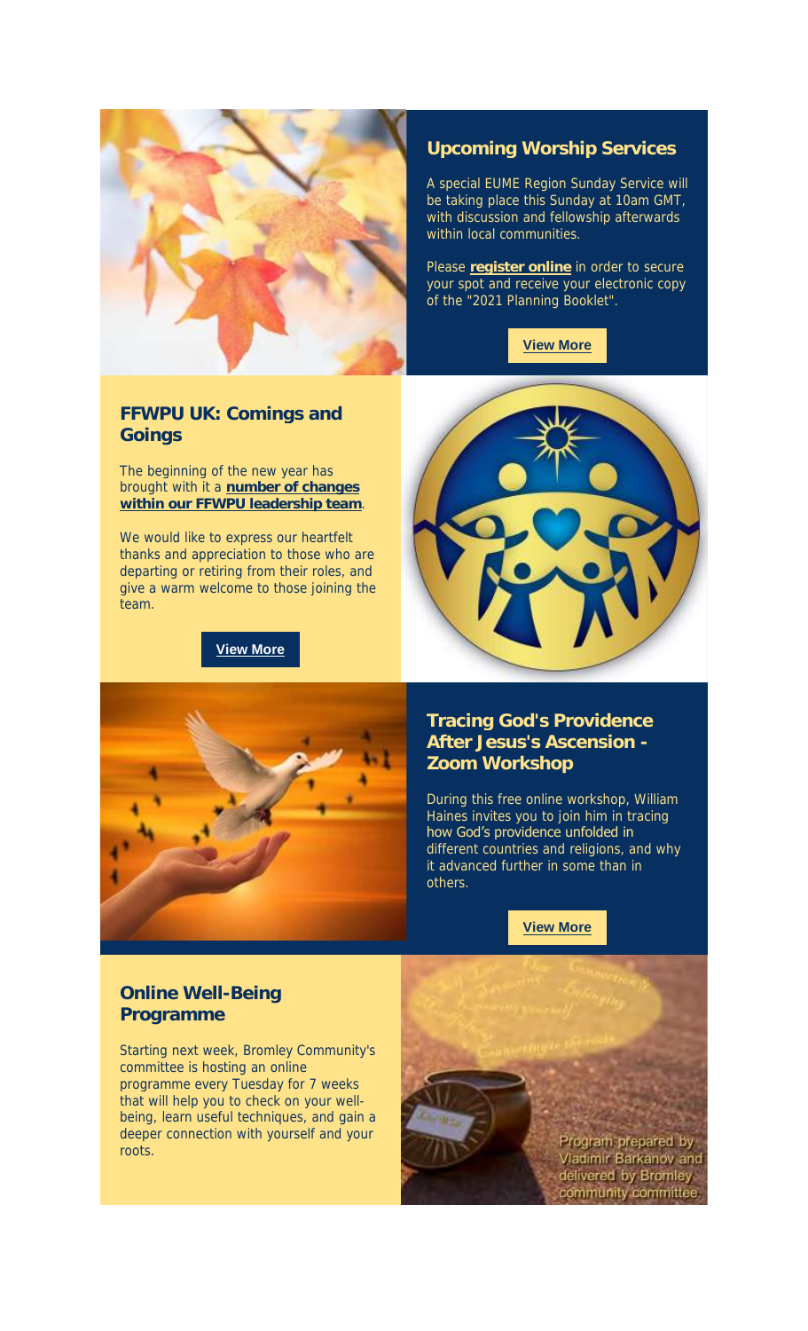## Upcoming Worship Services

A special EUME Region Sunday Service will be taking place this Sunday at 10am GMT, with discussion and fellowship afterwards within local communities.

Please **register online** in order to secure your spot and receive your electronic copy of the "2021 Planning Booklet".

**View More**

## FFWPU UK: Comings and Goings

The beginning of the new year has brought with it a **number of changes within our FFWPU leadership team**.

We would like to express our heartfelt thanks and appreciation to those who are departing or retiring from their roles, and give a warm welcome to those joining the team.

**View More**

## Tracing God's Providence After Jesus's Ascension - Zoom Workshop

During this free online workshop, William Haines invites you to join him in tracing how God's providence unfolded in different countries and religions, and why it advanced further in some than in others.

**View More**

## Online Well-Being Programme

Starting next week, Bromley Community's committee is hosting an online programme every Tuesday for 7 weeks that will help you to check on your well-being, learn useful techniques, and gain a deeper connection with yourself and your roots.

Program prepared by Vladimir Barkanov and delivered by Bromley community committee.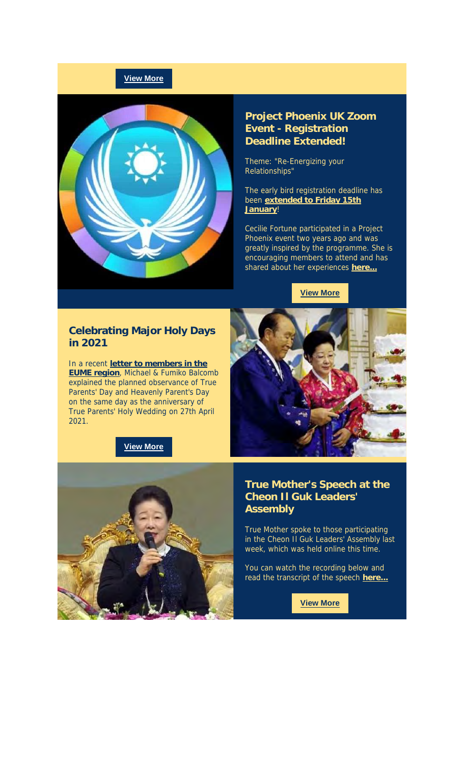**View More**

## Project Phoenix UK Zoom Event - Registration Deadline Extended!

Theme: "Re-Energizing your Relationships"

The early bird registration deadline has been **extended to Friday 15th January**!

Cecilie Fortune participated in a Project Phoenix event two years ago and was greatly inspired by the programme. She is encouraging members to attend and has shared about her experiences **here...**

**View More**

## Celebrating Major Holy Days in 2021

In a recent **letter to members in the EUME region**, Michael & Fumiko Balcomb explained the planned observance of True Parents' Day and Heavenly Parent's Day on the same day as the anniversary of True Parents' Holy Wedding on 27th April 2021.

**View More**

## True Mother's Speech at the Cheon Il Guk Leaders' Assembly

True Mother spoke to those participating in the Cheon Il Guk Leaders' Assembly last week, which was held online this time.

You can watch the recording below and read the transcript of the speech **here...**

**View More**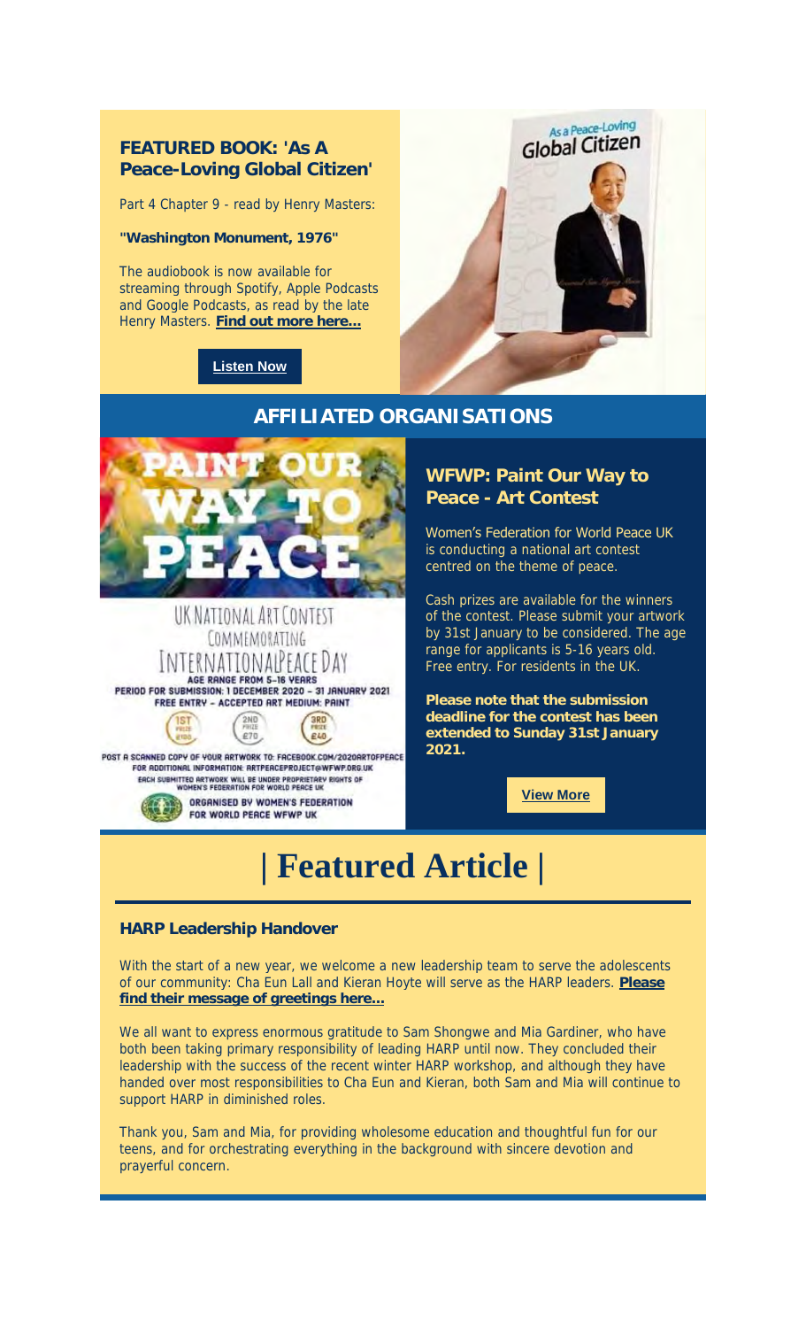### FEATURED BOOK: 'As A Peace-Loving Global Citizen'

Part 4 Chapter 9 - read by Henry Masters:

**"Washington Monument, 1976"**

The audiobook is now available for streaming through Spotify, Apple Podcasts and Google Podcasts, as read by the late Henry Masters. **Find out more here...**

**Listen Now**

## AFFILIATED ORGANISATIONS

PAINT OUR WAY TO PEACE

UK NATIONAL ART CONTEST COMMEMORATING INTERNATIONAL PEACE DAY

AGE RANGE FROM 5-16 YEARS

PERIOD FOR SUBMISSION: 1 DECEMBER 2020 – 31 JANUARY 2021

FREE ENTRY – ACCEPTED ART MEDIUM: PAINT

1ST PRIZE £100 | 2ND PRIZE £70 | 3RD PRIZE £40

POST A SCANNED COPY OF YOUR ARTWORK TO: FACEBOOK.COM/2020ARTOFPEACE

FOR ADDITIONAL INFORMATION: ARTPEACEPROJECT@WFWP.ORG.UK

EACH SUBMITTED ARTWORK WILL BE UNDER PROPRIETARY RIGHTS OF WOMEN'S FEDERATION FOR WORLD PEACE UK

ORGANISED BY WOMEN'S FEDERATION FOR WORLD PEACE WFWP UK

### WFWP: Paint Our Way to Peace - Art Contest

Women's Federation for World Peace UK is conducting a national art contest centred on the theme of peace.

Cash prizes are available for the winners of the contest. Please submit your artwork by 31st January to be considered. The age range for applicants is 5-16 years old. Free entry. For residents in the UK.

**Please note that the submission deadline for the contest has been extended to Sunday 31st January 2021.**

**View More**

# | Featured Article |

### HARP Leadership Handover

With the start of a new year, we welcome a new leadership team to serve the adolescents of our community: Cha Eun Lall and Kieran Hoyte will serve as the HARP leaders. **Please find their message of greetings here...**

We all want to express enormous gratitude to Sam Shongwe and Mia Gardiner, who have both been taking primary responsibility of leading HARP until now. They concluded their leadership with the success of the recent winter HARP workshop, and although they have handed over most responsibilities to Cha Eun and Kieran, both Sam and Mia will continue to support HARP in diminished roles.

Thank you, Sam and Mia, for providing wholesome education and thoughtful fun for our teens, and for orchestrating everything in the background with sincere devotion and prayerful concern.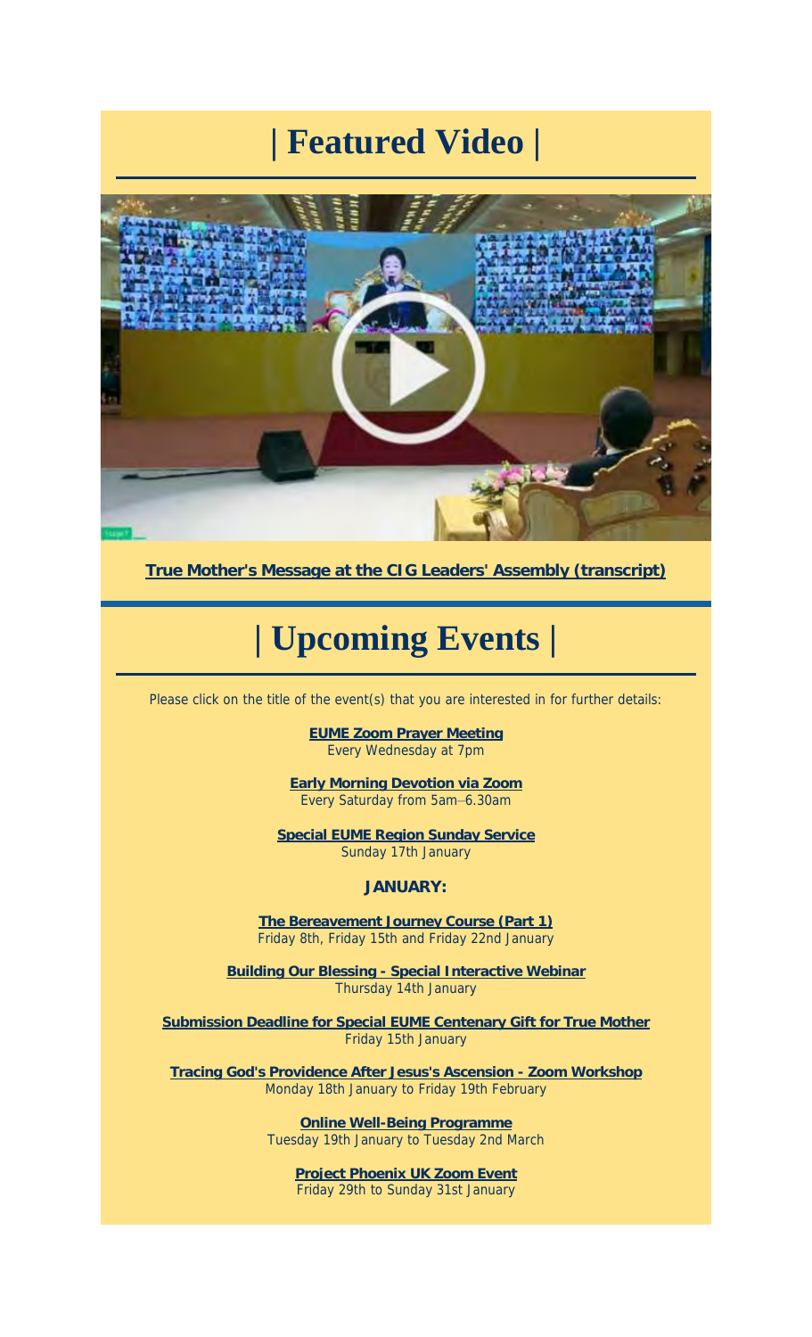# | Featured Video |

**True Mother's Message at the CIG Leaders' Assembly (transcript)**

# | Upcoming Events |

Please click on the title of the event(s) that you are interested in for further details:

**EUME Zoom Prayer Meeting**
Every Wednesday at 7pm

**Early Morning Devotion via Zoom**
Every Saturday from 5am–6.30am

**Special EUME Region Sunday Service**
Sunday 17th January

**JANUARY:**

**The Bereavement Journey Course (Part 1)**
Friday 8th, Friday 15th and Friday 22nd January

**Building Our Blessing - Special Interactive Webinar**
Thursday 14th January

**Submission Deadline for Special EUME Centenary Gift for True Mother**
Friday 15th January

**Tracing God's Providence After Jesus's Ascension - Zoom Workshop**
Monday 18th January to Friday 19th February

**Online Well-Being Programme**
Tuesday 19th January to Tuesday 2nd March

**Project Phoenix UK Zoom Event**
Friday 29th to Sunday 31st January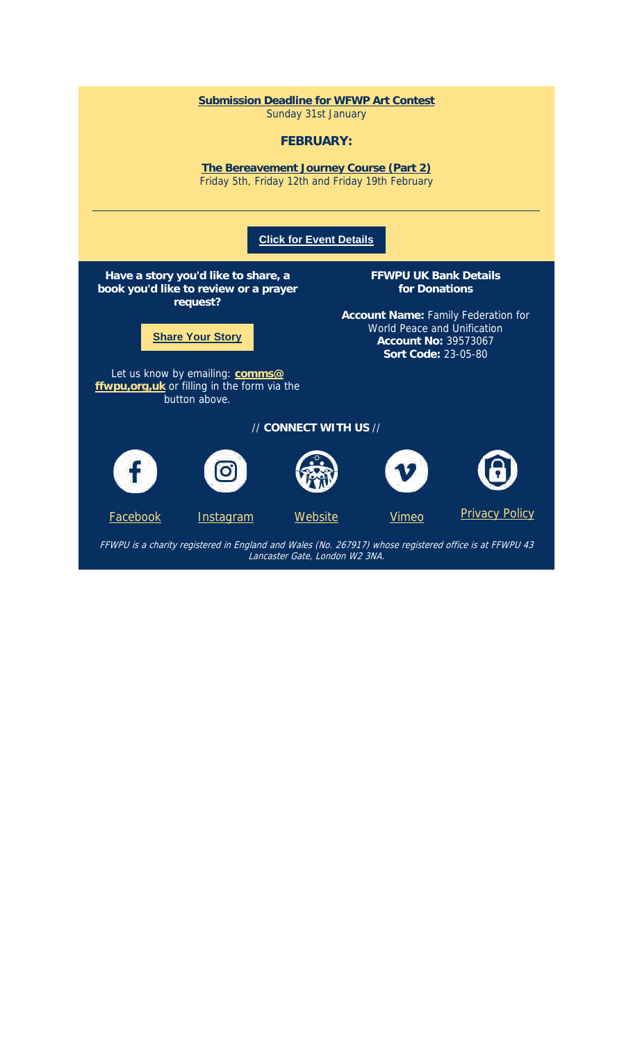**Submission Deadline for WFWP Art Contest**
Sunday 31st January

### FEBRUARY:

**The Bereavement Journey Course (Part 2)**
Friday 5th, Friday 12th and Friday 19th February

---

**Click for Event Details**

**Have a story you'd like to share, a book you'd like to review or a prayer request?**

**Share Your Story**

Let us know by emailing: **comms@ffwpu,org,uk** or filling in the form via the button above.

**FFWPU UK Bank Details for Donations**

**Account Name:** Family Federation for World Peace and Unification
**Account No:** 39573067
**Sort Code:** 23-05-80

// **CONNECT WITH US** //

Facebook | Instagram | Website | Vimeo | Privacy Policy

*FFWPU is a charity registered in England and Wales (No. 267917) whose registered office is at FFWPU 43 Lancaster Gate, London W2 3NA.*